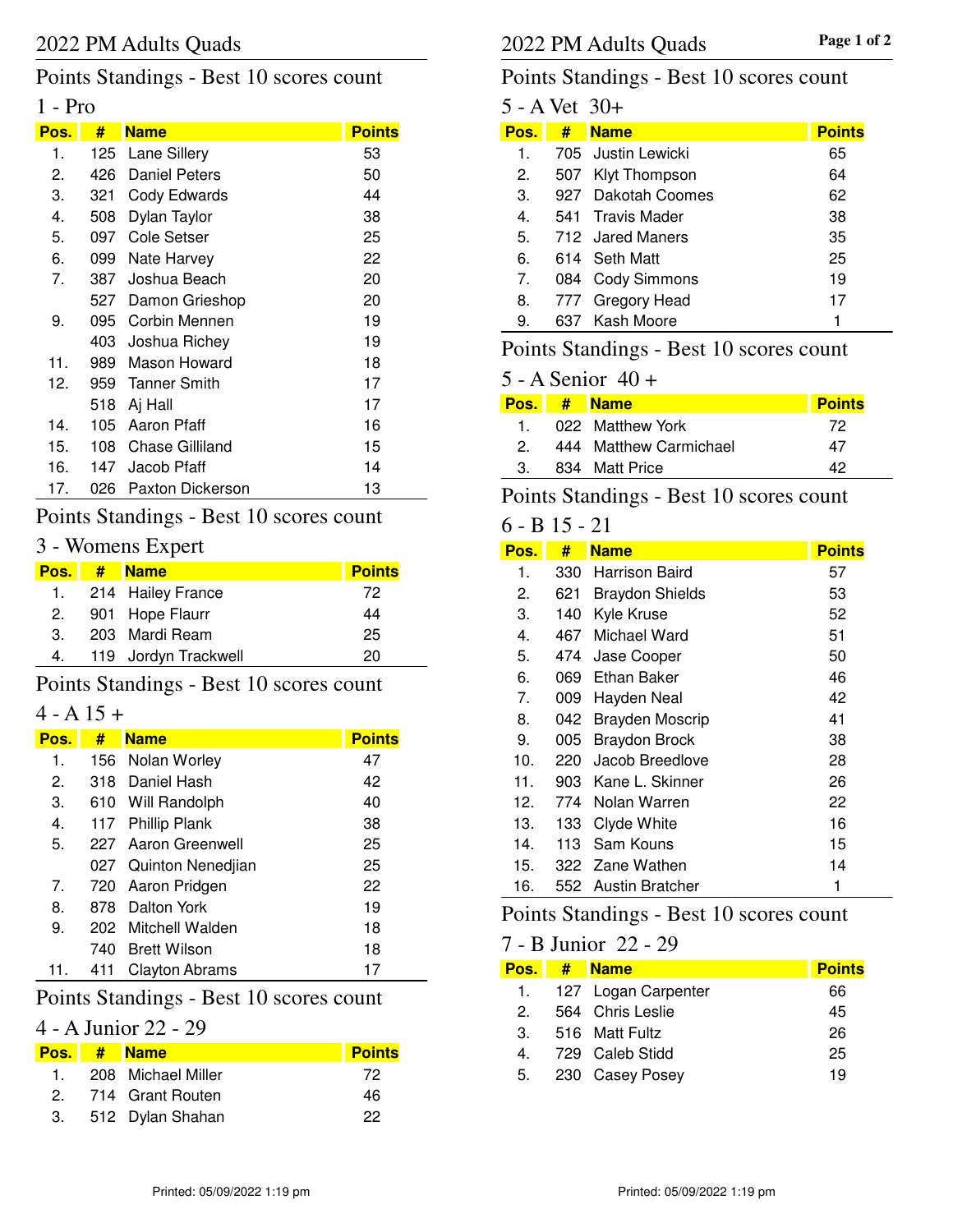# 2022 PM Adults Quads

## Points Standings - Best 10 scores count

### 1 - Pro

| Pos. | # | Name | Points |
|---|---|---|---|
| 1. | 125 | Lane Sillery | 53 |
| 2. | 426 | Daniel Peters | 50 |
| 3. | 321 | Cody Edwards | 44 |
| 4. | 508 | Dylan Taylor | 38 |
| 5. | 097 | Cole Setser | 25 |
| 6. | 099 | Nate Harvey | 22 |
| 7. | 387 | Joshua Beach | 20 |
| | 527 | Damon Grieshop | 20 |
| 9. | 095 | Corbin Mennen | 19 |
| | 403 | Joshua Richey | 19 |
| 11. | 989 | Mason Howard | 18 |
| 12. | 959 | Tanner Smith | 17 |
| | 518 | Aj Hall | 17 |
| 14. | 105 | Aaron Pfaff | 16 |
| 15. | 108 | Chase Gilliland | 15 |
| 16. | 147 | Jacob Pfaff | 14 |
| 17. | 026 | Paxton Dickerson | 13 |

## Points Standings - Best 10 scores count

### 3 - Womens Expert

| Pos. | # | Name | Points |
|---|---|---|---|
| 1. | 214 | Hailey France | 72 |
| 2. | 901 | Hope Flaurr | 44 |
| 3. | 203 | Mardi Ream | 25 |
| 4. | 119 | Jordyn Trackwell | 20 |

## Points Standings - Best 10 scores count

### 4 - A 15 +

| Pos. | # | Name | Points |
|---|---|---|---|
| 1. | 156 | Nolan Worley | 47 |
| 2. | 318 | Daniel Hash | 42 |
| 3. | 610 | Will Randolph | 40 |
| 4. | 117 | Phillip Plank | 38 |
| 5. | 227 | Aaron Greenwell | 25 |
| | 027 | Quinton Nenedjian | 25 |
| 7. | 720 | Aaron Pridgen | 22 |
| 8. | 878 | Dalton York | 19 |
| 9. | 202 | Mitchell Walden | 18 |
| | 740 | Brett Wilson | 18 |
| 11. | 411 | Clayton Abrams | 17 |

## Points Standings - Best 10 scores count

### 4 - A Junior 22 - 29

| Pos. | # | Name | Points |
|---|---|---|---|
| 1. | 208 | Michael Miller | 72 |
| 2. | 714 | Grant Routen | 46 |
| 3. | 512 | Dylan Shahan | 22 |

## Points Standings - Best 10 scores count

### 5 - A Vet 30+

| Pos. | # | Name | Points |
|---|---|---|---|
| 1. | 705 | Justin Lewicki | 65 |
| 2. | 507 | Klyt Thompson | 64 |
| 3. | 927 | Dakotah Coomes | 62 |
| 4. | 541 | Travis Mader | 38 |
| 5. | 712 | Jared Maners | 35 |
| 6. | 614 | Seth Matt | 25 |
| 7. | 084 | Cody Simmons | 19 |
| 8. | 777 | Gregory Head | 17 |
| 9. | 637 | Kash Moore | 1 |

## Points Standings - Best 10 scores count

### 5 - A Senior 40 +

| Pos. | # | Name | Points |
|---|---|---|---|
| 1. | 022 | Matthew York | 72 |
| 2. | 444 | Matthew Carmichael | 47 |
| 3. | 834 | Matt Price | 42 |

## Points Standings - Best 10 scores count

### 6 - B 15 - 21

| Pos. | # | Name | Points |
|---|---|---|---|
| 1. | 330 | Harrison Baird | 57 |
| 2. | 621 | Braydon Shields | 53 |
| 3. | 140 | Kyle Kruse | 52 |
| 4. | 467 | Michael Ward | 51 |
| 5. | 474 | Jase Cooper | 50 |
| 6. | 069 | Ethan Baker | 46 |
| 7. | 009 | Hayden Neal | 42 |
| 8. | 042 | Brayden Moscrip | 41 |
| 9. | 005 | Braydon Brock | 38 |
| 10. | 220 | Jacob Breedlove | 28 |
| 11. | 903 | Kane L. Skinner | 26 |
| 12. | 774 | Nolan Warren | 22 |
| 13. | 133 | Clyde White | 16 |
| 14. | 113 | Sam Kouns | 15 |
| 15. | 322 | Zane Wathen | 14 |
| 16. | 552 | Austin Bratcher | 1 |

## Points Standings - Best 10 scores count

### 7 - B Junior 22 - 29

| Pos. | # | Name | Points |
|---|---|---|---|
| 1. | 127 | Logan Carpenter | 66 |
| 2. | 564 | Chris Leslie | 45 |
| 3. | 516 | Matt Fultz | 26 |
| 4. | 729 | Caleb Stidd | 25 |
| 5. | 230 | Casey Posey | 19 |

Printed: 05/09/2022 1:19 pm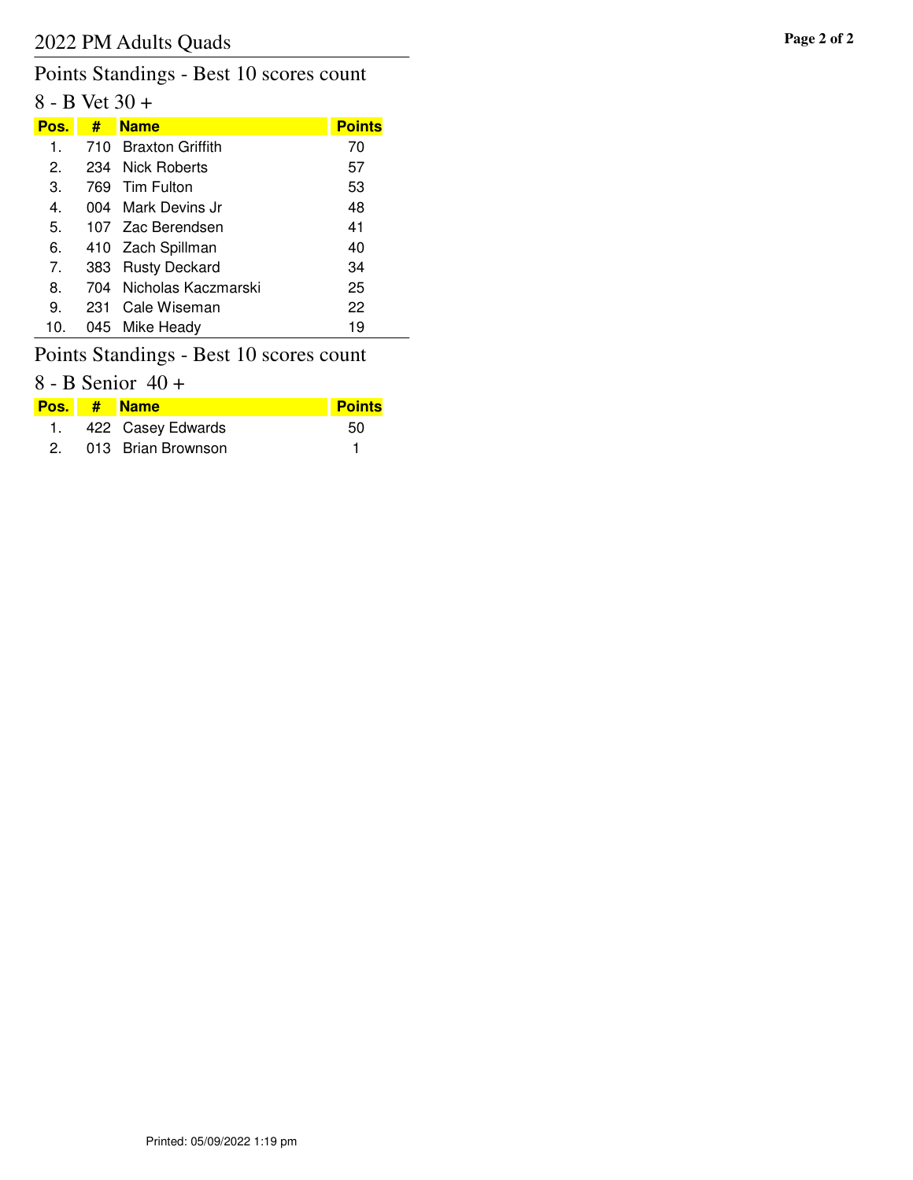## Points Standings - Best 10 scores count

### 8 - B Vet 30 +

| Pos. | # | Name | Points |
|---|---|---|---|
| 1. | 710 | Braxton Griffith | 70 |
| 2. | 234 | Nick Roberts | 57 |
| 3. | 769 | Tim Fulton | 53 |
| 4. | 004 | Mark Devins Jr | 48 |
| 5. | 107 | Zac Berendsen | 41 |
| 6. | 410 | Zach Spillman | 40 |
| 7. | 383 | Rusty Deckard | 34 |
| 8. | 704 | Nicholas Kaczmarski | 25 |
| 9. | 231 | Cale Wiseman | 22 |
| 10. | 045 | Mike Heady | 19 |

## Points Standings - Best 10 scores count

### 8 - B Senior 40 +

| Pos. | # | Name | Points |
|---|---|---|---|
| 1. | 422 | Casey Edwards | 50 |
| 2. | 013 | Brian Brownson | 1 |

Printed: 05/09/2022 1:19 pm